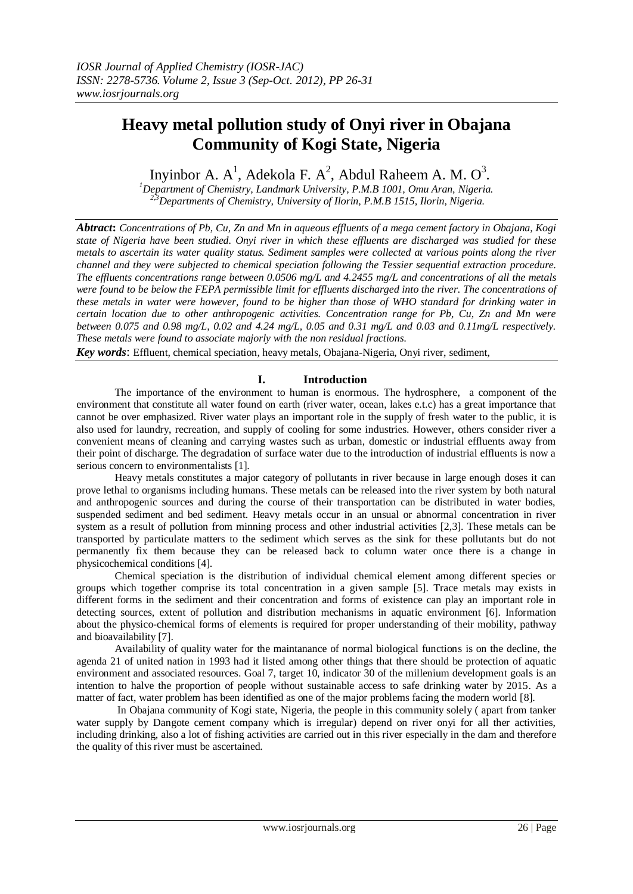# Heavy metal pollution study of Onyi river in Obajana Community of Kogi State, Nigeria

Inyinbor A. A[1], Adekola F. A[2], Abdul Raheem A. M. O[3].

[1]Department of Chemistry, Landmark University, P.M.B 1001, Omu Aran, Nigeria.
[2,3]Departments of Chemistry, University of Ilorin, P.M.B 1515, Ilorin, Nigeria.

***Abtract***: *Concentrations of Pb, Cu, Zn and Mn in aqueous effluents of a mega cement factory in Obajana, Kogi state of Nigeria have been studied. Onyi river in which these effluents are discharged was studied for these metals to ascertain its water quality status. Sediment samples were collected at various points along the river channel and they were subjected to chemical speciation following the Tessier sequential extraction procedure. The effluents concentrations range between 0.0506 mg/L and 4.2455 mg/L and concentrations of all the metals were found to be below the FEPA permissible limit for effluents discharged into the river. The concentrations of these metals in water were however, found to be higher than those of WHO standard for drinking water in certain location due to other anthropogenic activities. Concentration range for Pb, Cu, Zn and Mn were between 0.075 and 0.98 mg/L, 0.02 and 4.24 mg/L, 0.05 and 0.31 mg/L and 0.03 and 0.11mg/L respectively. These metals were found to associate majorly with the non residual fractions.*

***Key words***: Effluent, chemical speciation, heavy metals, Obajana-Nigeria, Onyi river, sediment,

## I. Introduction

The importance of the environment to human is enormous. The hydrosphere, a component of the environment that constitute all water found on earth (river water, ocean, lakes e.t.c) has a great importance that cannot be over emphasized. River water plays an important role in the supply of fresh water to the public, it is also used for laundry, recreation, and supply of cooling for some industries. However, others consider river a convenient means of cleaning and carrying wastes such as urban, domestic or industrial effluents away from their point of discharge. The degradation of surface water due to the introduction of industrial effluents is now a serious concern to environmentalists [1].

Heavy metals constitutes a major category of pollutants in river because in large enough doses it can prove lethal to organisms including humans. These metals can be released into the river system by both natural and anthropogenic sources and during the course of their transportation can be distributed in water bodies, suspended sediment and bed sediment. Heavy metals occur in an unusual or abnormal concentration in river system as a result of pollution from minning process and other industrial activities [2,3]. These metals can be transported by particulate matters to the sediment which serves as the sink for these pollutants but do not permanently fix them because they can be released back to column water once there is a change in physicochemical conditions [4].

Chemical speciation is the distribution of individual chemical element among different species or groups which together comprise its total concentration in a given sample [5]. Trace metals may exists in different forms in the sediment and their concentration and forms of existence can play an important role in detecting sources, extent of pollution and distribution mechanisms in aquatic environment [6]. Information about the physico-chemical forms of elements is required for proper understanding of their mobility, pathway and bioavailability [7].

Availability of quality water for the maintanance of normal biological functions is on the decline, the agenda 21 of united nation in 1993 had it listed among other things that there should be protection of aquatic environment and associated resources. Goal 7, target 10, indicator 30 of the millenium development goals is an intention to halve the proportion of people without sustainable access to safe drinking water by 2015. As a matter of fact, water problem has been identified as one of the major problems facing the modern world [8].

In Obajana community of Kogi state, Nigeria, the people in this community solely ( apart from tanker water supply by Dangote cement company which is irregular) depend on river onyi for all ther activities, including drinking, also a lot of fishing activities are carried out in this river especially in the dam and therefore the quality of this river must be ascertained.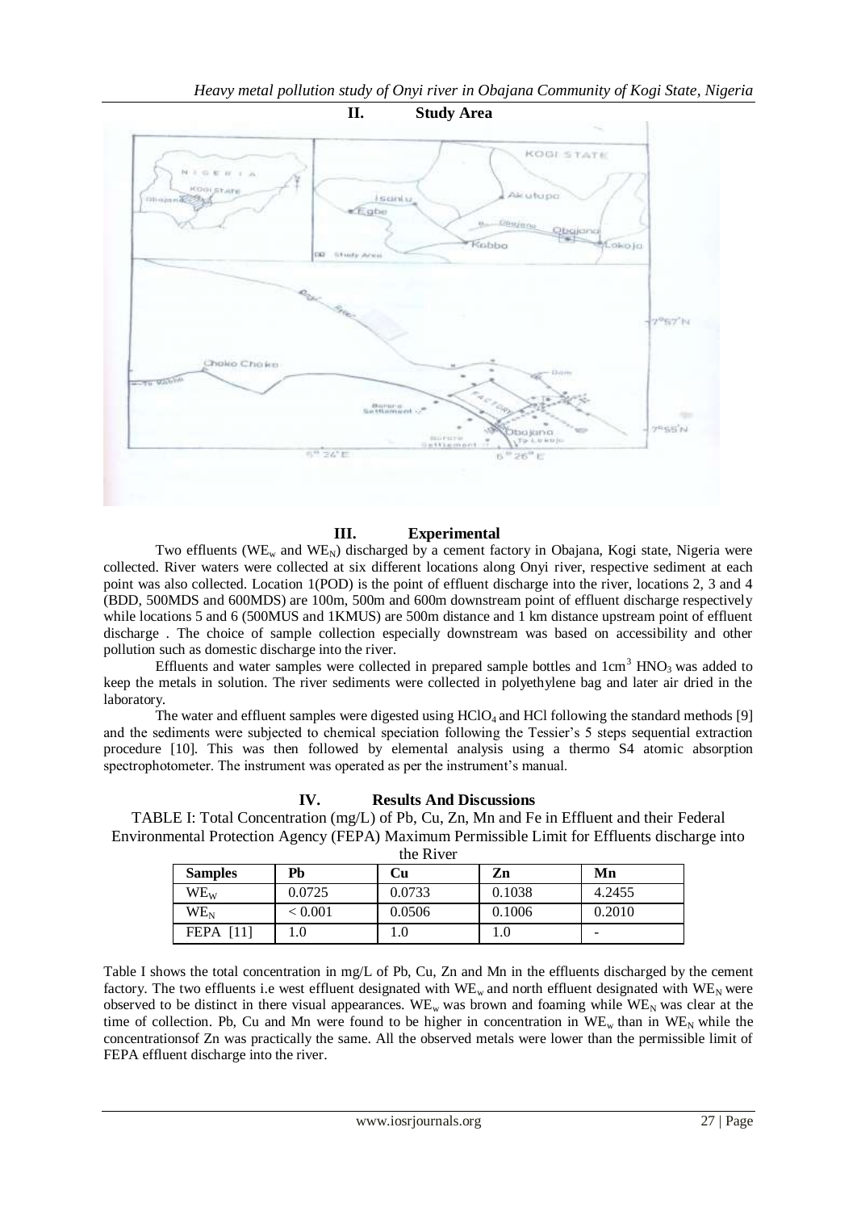## II. Study Area

## III. Experimental

Two effluents ($WE_w$ and $WE_N$) discharged by a cement factory in Obajana, Kogi state, Nigeria were collected. River waters were collected at six different locations along Onyi river, respective sediment at each point was also collected. Location 1(POD) is the point of effluent discharge into the river, locations 2, 3 and 4 (BDD, 500MDS and 600MDS) are 100m, 500m and 600m downstream point of effluent discharge respectively while locations 5 and 6 (500MUS and 1KMUS) are 500m distance and 1 km distance upstream point of effluent discharge . The choice of sample collection especially downstream was based on accessibility and other pollution such as domestic discharge into the river.

Effluents and water samples were collected in prepared sample bottles and $1cm^3$ $HNO_3$ was added to keep the metals in solution. The river sediments were collected in polyethylene bag and later air dried in the laboratory.

The water and effluent samples were digested using $HClO_4$ and HCl following the standard methods [9] and the sediments were subjected to chemical speciation following the Tessier's 5 steps sequential extraction procedure [10]. This was then followed by elemental analysis using a thermo S4 atomic absorption spectrophotometer. The instrument was operated as per the instrument's manual.

## IV. Results And Discussions

TABLE I: Total Concentration (mg/L) of Pb, Cu, Zn, Mn and Fe in Effluent and their Federal Environmental Protection Agency (FEPA) Maximum Permissible Limit for Effluents discharge into the River

| Samples | Pb | Cu | Zn | Mn |
|---|---|---|---|---|
| $WE_W$ | 0.0725 | 0.0733 | 0.1038 | 4.2455 |
| $WE_N$ | < 0.001 | 0.0506 | 0.1006 | 0.2010 |
| FEPA [11] | 1.0 | 1.0 | 1.0 | - |

Table I shows the total concentration in mg/L of Pb, Cu, Zn and Mn in the effluents discharged by the cement factory. The two effluents i.e west effluent designated with $WE_w$ and north effluent designated with $WE_N$ were observed to be distinct in there visual appearances. $WE_w$ was brown and foaming while $WE_N$ was clear at the time of collection. Pb, Cu and Mn were found to be higher in concentration in $WE_w$ than in $WE_N$ while the concentrationsof Zn was practically the same. All the observed metals were lower than the permissible limit of FEPA effluent discharge into the river.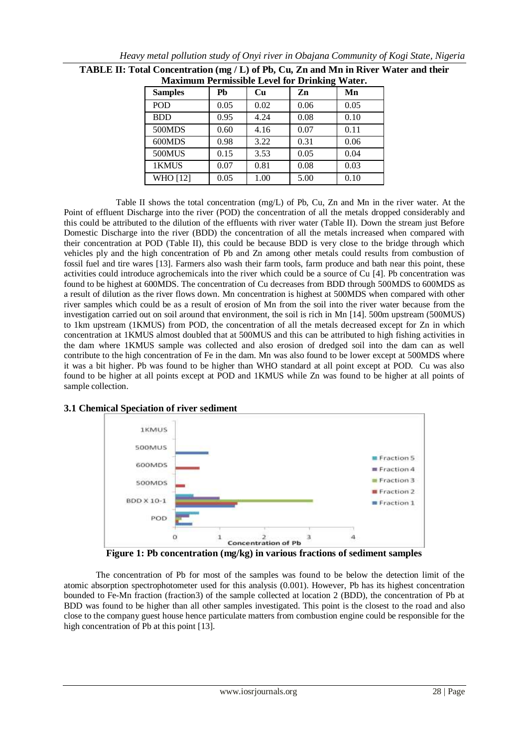**TABLE II: Total Concentration (mg / L) of Pb, Cu, Zn and Mn in River Water and their Maximum Permissible Level for Drinking Water.**

| Samples | Pb | Cu | Zn | Mn |
|---|---|---|---|---|
| POD | 0.05 | 0.02 | 0.06 | 0.05 |
| BDD | 0.95 | 4.24 | 0.08 | 0.10 |
| 500MDS | 0.60 | 4.16 | 0.07 | 0.11 |
| 600MDS | 0.98 | 3.22 | 0.31 | 0.06 |
| 500MUS | 0.15 | 3.53 | 0.05 | 0.04 |
| 1KMUS | 0.07 | 0.81 | 0.08 | 0.03 |
| WHO [12] | 0.05 | 1.00 | 5.00 | 0.10 |

Table II shows the total concentration (mg/L) of Pb, Cu, Zn and Mn in the river water. At the Point of effluent Discharge into the river (POD) the concentration of all the metals dropped considerably and this could be attributed to the dilution of the effluents with river water (Table II). Down the stream just Before Domestic Discharge into the river (BDD) the concentration of all the metals increased when compared with their concentration at POD (Table II), this could be because BDD is very close to the bridge through which vehicles ply and the high concentration of Pb and Zn among other metals could results from combustion of fossil fuel and tire wares [13]. Farmers also wash their farm tools, farm produce and bath near this point, these activities could introduce agrochemicals into the river which could be a source of Cu [4]. Pb concentration was found to be highest at 600MDS. The concentration of Cu decreases from BDD through 500MDS to 600MDS as a result of dilution as the river flows down. Mn concentration is highest at 500MDS when compared with other river samples which could be as a result of erosion of Mn from the soil into the river water because from the investigation carried out on soil around that environment, the soil is rich in Mn [14]. 500m upstream (500MUS) to 1km upstream (1KMUS) from POD, the concentration of all the metals decreased except for Zn in which concentration at 1KMUS almost doubled that at 500MUS and this can be attributed to high fishing activities in the dam where 1KMUS sample was collected and also erosion of dredged soil into the dam can as well contribute to the high concentration of Fe in the dam. Mn was also found to be lower except at 500MDS where it was a bit higher. Pb was found to be higher than WHO standard at all point except at POD. Cu was also found to be higher at all points except at POD and 1KMUS while Zn was found to be higher at all points of sample collection.

### 3.1 Chemical Speciation of river sediment

**Figure 1: Pb concentration (mg/kg) in various fractions of sediment samples**

The concentration of Pb for most of the samples was found to be below the detection limit of the atomic absorption spectrophotometer used for this analysis (0.001). However, Pb has its highest concentration bounded to Fe-Mn fraction (fraction3) of the sample collected at location 2 (BDD), the concentration of Pb at BDD was found to be higher than all other samples investigated. This point is the closest to the road and also close to the company guest house hence particulate matters from combustion engine could be responsible for the high concentration of Pb at this point [13].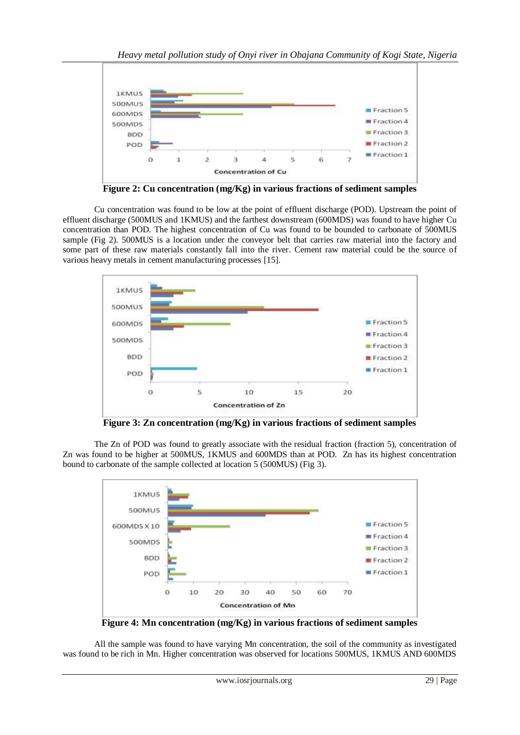Figure 2: Cu concentration (mg/Kg) in various fractions of sediment samples

Cu concentration was found to be low at the point of effluent discharge (POD). Upstream the point of effluent discharge (500MUS and 1KMUS) and the farthest downstream (600MDS) was found to have higher Cu concentration than POD. The highest concentration of Cu was found to be bounded to carbonate of 500MUS sample (Fig 2). 500MUS is a location under the conveyor belt that carries raw material into the factory and some part of these raw materials constantly fall into the river. Cement raw material could be the source of various heavy metals in cement manufacturing processes [15].

Figure 3: Zn concentration (mg/Kg) in various fractions of sediment samples

The Zn of POD was found to greatly associate with the residual fraction (fraction 5), concentration of Zn was found to be higher at 500MUS, 1KMUS and 600MDS than at POD. Zn has its highest concentration bound to carbonate of the sample collected at location 5 (500MUS) (Fig 3).

Figure 4: Mn concentration (mg/Kg) in various fractions of sediment samples

All the sample was found to have varying Mn concentration, the soil of the community as investigated was found to be rich in Mn. Higher concentration was observed for locations 500MUS, 1KMUS AND 600MDS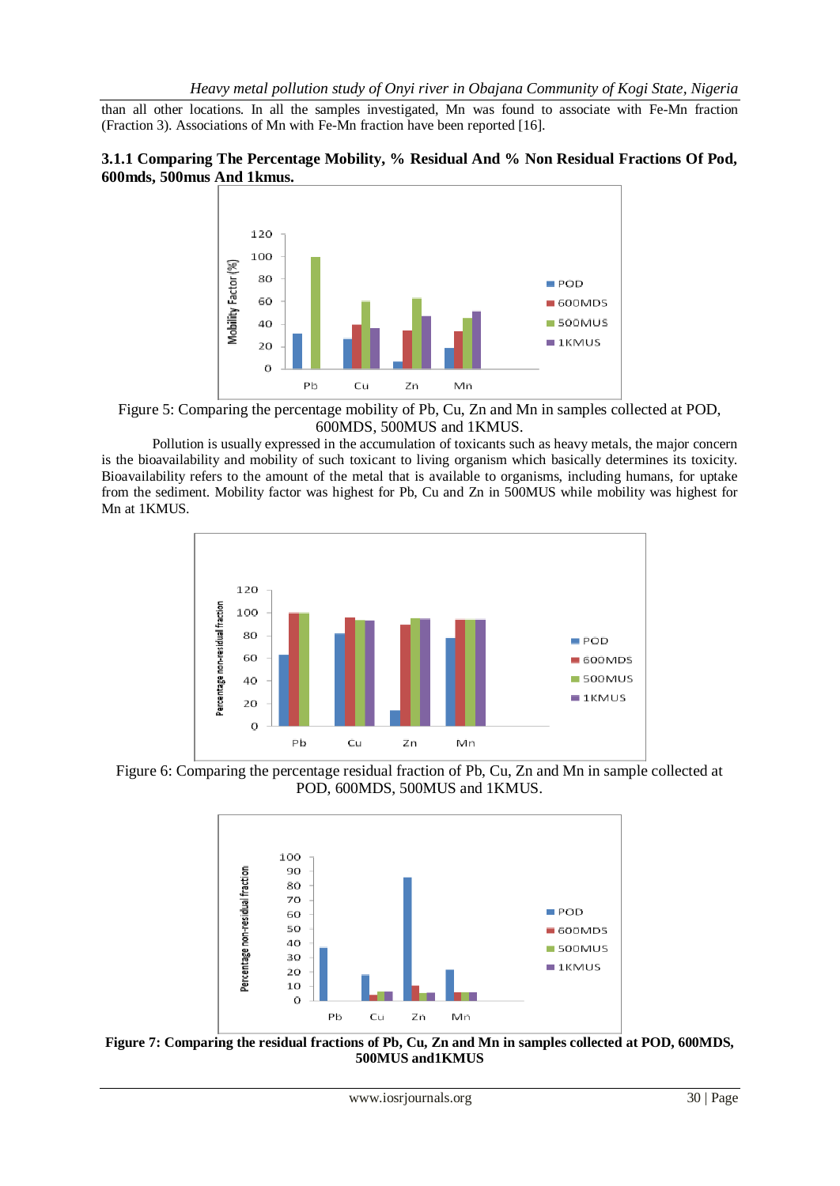than all other locations. In all the samples investigated, Mn was found to associate with Fe-Mn fraction (Fraction 3). Associations of Mn with Fe-Mn fraction have been reported [16].

### 3.1.1 Comparing The Percentage Mobility, % Residual And % Non Residual Fractions Of Pod, 600mds, 500mus And 1kmus.

Figure 5: Comparing the percentage mobility of Pb, Cu, Zn and Mn in samples collected at POD, 600MDS, 500MUS and 1KMUS.

Pollution is usually expressed in the accumulation of toxicants such as heavy metals, the major concern is the bioavailability and mobility of such toxicant to living organism which basically determines its toxicity. Bioavailability refers to the amount of the metal that is available to organisms, including humans, for uptake from the sediment. Mobility factor was highest for Pb, Cu and Zn in 500MUS while mobility was highest for Mn at 1KMUS.

Figure 6: Comparing the percentage residual fraction of Pb, Cu, Zn and Mn in sample collected at POD, 600MDS, 500MUS and 1KMUS.

**Figure 7: Comparing the residual fractions of Pb, Cu, Zn and Mn in samples collected at POD, 600MDS, 500MUS and1KMUS**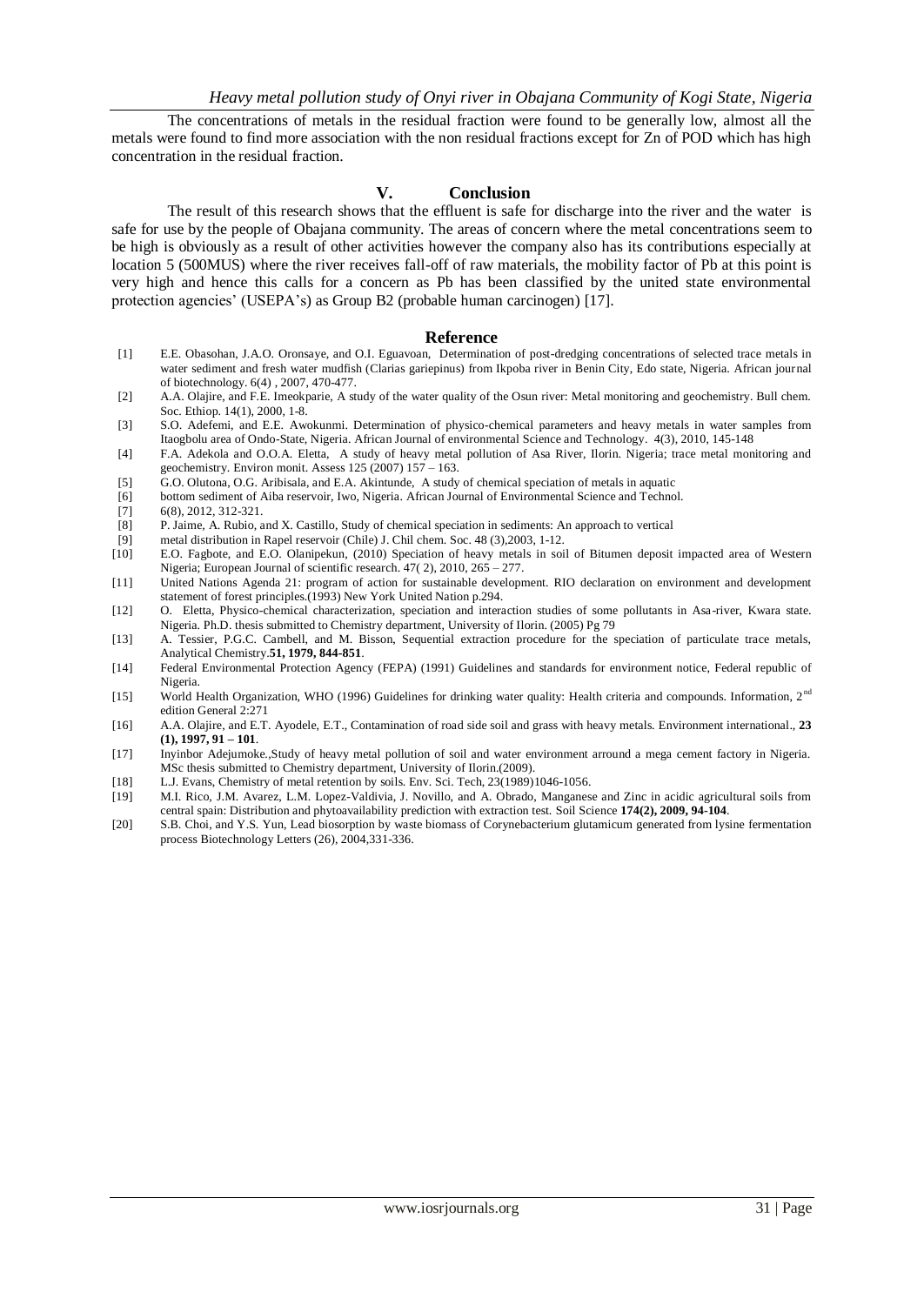The concentrations of metals in the residual fraction were found to be generally low, almost all the metals were found to find more association with the non residual fractions except for Zn of POD which has high concentration in the residual fraction.

## V. Conclusion

The result of this research shows that the effluent is safe for discharge into the river and the water is safe for use by the people of Obajana community. The areas of concern where the metal concentrations seem to be high is obviously as a result of other activities however the company also has its contributions especially at location 5 (500MUS) where the river receives fall-off of raw materials, the mobility factor of Pb at this point is very high and hence this calls for a concern as Pb has been classified by the united state environmental protection agencies' (USEPA's) as Group B2 (probable human carcinogen) [17].

## Reference

[1] E.E. Obasohan, J.A.O. Oronsaye, and O.I. Eguavoan, Determination of post-dredging concentrations of selected trace metals in water sediment and fresh water mudfish (Clarias gariepinus) from Ikpoba river in Benin City, Edo state, Nigeria. African journal of biotechnology. 6(4) , 2007, 470-477.

[2] A.A. Olajire, and F.E. Imeokparie, A study of the water quality of the Osun river: Metal monitoring and geochemistry. Bull chem. Soc. Ethiop. 14(1), 2000, 1-8.

[3] S.O. Adefemi, and E.E. Awokunmi. Determination of physico-chemical parameters and heavy metals in water samples from Itaogbolu area of Ondo-State, Nigeria. African Journal of environmental Science and Technology. 4(3), 2010, 145-148

[4] F.A. Adekola and O.O.A. Eletta, A study of heavy metal pollution of Asa River, Ilorin. Nigeria; trace metal monitoring and geochemistry. Environ monit. Assess 125 (2007) 157 – 163.

[5] G.O. Olutona, O.G. Aribisala, and E.A. Akintunde, A study of chemical speciation of metals in aquatic

[6] bottom sediment of Aiba reservoir, Iwo, Nigeria. African Journal of Environmental Science and Technol.

[7] 6(8), 2012, 312-321.

[8] P. Jaime, A. Rubio, and X. Castillo, Study of chemical speciation in sediments: An approach to vertical

[9] metal distribution in Rapel reservoir (Chile) J. Chil chem. Soc. 48 (3),2003, 1-12.

[10] E.O. Fagbote, and E.O. Olanipekun, (2010) Speciation of heavy metals in soil of Bitumen deposit impacted area of Western Nigeria; European Journal of scientific research. 47( 2), 2010, 265 – 277.

[11] United Nations Agenda 21: program of action for sustainable development. RIO declaration on environment and development statement of forest principles.(1993) New York United Nation p.294.

[12] O. Eletta, Physico-chemical characterization, speciation and interaction studies of some pollutants in Asa-river, Kwara state. Nigeria. Ph.D. thesis submitted to Chemistry department, University of Ilorin. (2005) Pg 79

[13] A. Tessier, P.G.C. Cambell, and M. Bisson, Sequential extraction procedure for the speciation of particulate trace metals, Analytical Chemistry.**51, 1979, 844-851**.

[14] Federal Environmental Protection Agency (FEPA) (1991) Guidelines and standards for environment notice, Federal republic of Nigeria.

[15] World Health Organization, WHO (1996) Guidelines for drinking water quality: Health criteria and compounds. Information, 2nd edition General 2:271

[16] A.A. Olajire, and E.T. Ayodele, E.T., Contamination of road side soil and grass with heavy metals. Environment international., **23 (1), 1997, 91 – 101**.

[17] Inyinbor Adejumoke.,Study of heavy metal pollution of soil and water environment arround a mega cement factory in Nigeria. MSc thesis submitted to Chemistry department, University of Ilorin.(2009).

[18] L.J. Evans, Chemistry of metal retention by soils. Env. Sci. Tech, 23(1989)1046-1056.

[19] M.I. Rico, J.M. Avarez, L.M. Lopez-Valdivia, J. Novillo, and A. Obrado, Manganese and Zinc in acidic agricultural soils from central spain: Distribution and phytoavailability prediction with extraction test. Soil Science **174(2), 2009, 94-104**.

[20] S.B. Choi, and Y.S. Yun, Lead biosorption by waste biomass of Corynebacterium glutamicum generated from lysine fermentation process Biotechnology Letters (26), 2004,331-336.